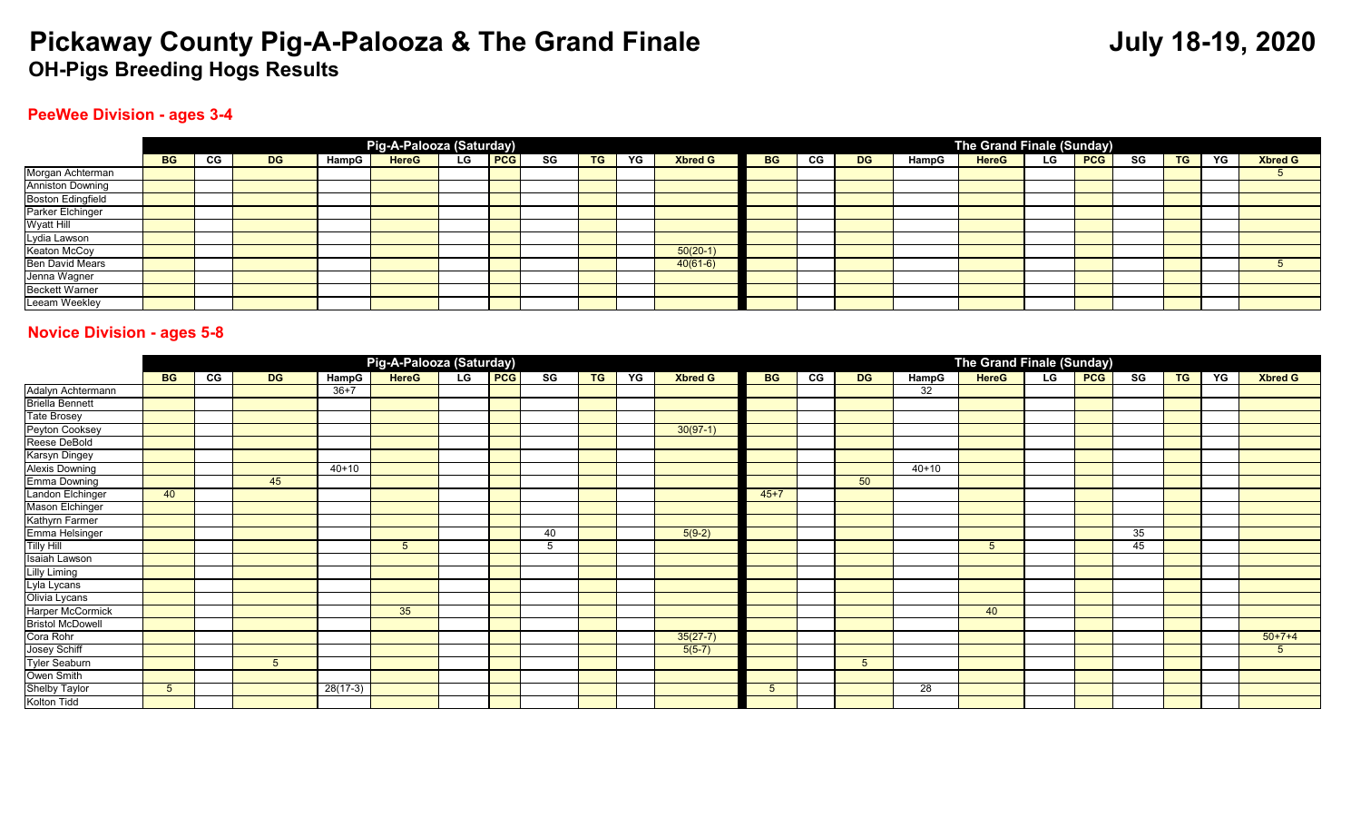# Pickaway County Pig-A-Palooza & The Grand Finale

**July 18-19, 2020**

## OH-Pigs Breeding Hogs Results

### PeeWee Division - ages 3-4

| | Pig-A-Palooza (Saturday) | | | | | | | | | | | The Grand Finale (Sunday) | | | | | | | | | | |
|---|---|---|---|---|---|---|---|---|---|---|---|---|---|---|---|---|---|---|---|---|---|---|
| | BG | CG | DG | HampG | HereG | LG | PCG | SG | TG | YG | Xbred G | BG | CG | DG | HampG | HereG | LG | PCG | SG | TG | YG | Xbred G |
| Morgan Achterman | | | | | | | | | | | | | | | | | | | | | | 5 |
| Anniston Downing | | | | | | | | | | | | | | | | | | | | | | |
| Boston Edingfield | | | | | | | | | | | | | | | | | | | | | | |
| Parker Elchinger | | | | | | | | | | | | | | | | | | | | | | |
| Wyatt Hill | | | | | | | | | | | | | | | | | | | | | | |
| Lydia Lawson | | | | | | | | | | | | | | | | | | | | | | |
| Keaton McCoy | | | | | | | | | | | 50(20-1) | | | | | | | | | | | |
| Ben David Mears | | | | | | | | | | | 40(61-6) | | | | | | | | | | | 5 |
| Jenna Wagner | | | | | | | | | | | | | | | | | | | | | | |
| Beckett Warner | | | | | | | | | | | | | | | | | | | | | | |
| Leeam Weekley | | | | | | | | | | | | | | | | | | | | | | |

### Novice Division - ages 5-8

| | Pig-A-Palooza (Saturday) | | | | | | | | | | | The Grand Finale (Sunday) | | | | | | | | | | |
|---|---|---|---|---|---|---|---|---|---|---|---|---|---|---|---|---|---|---|---|---|---|---|
| | BG | CG | DG | HampG | HereG | LG | PCG | SG | TG | YG | Xbred G | BG | CG | DG | HampG | HereG | LG | PCG | SG | TG | YG | Xbred G |
| Adalyn Achtermann | | | | 36+7 | | | | | | | | | | | 32 | | | | | | | |
| Briella Bennett | | | | | | | | | | | | | | | | | | | | | | |
| Tate Brosey | | | | | | | | | | | | | | | | | | | | | | |
| Peyton Cooksey | | | | | | | | | | | 30(97-1) | | | | | | | | | | | |
| Reese DeBold | | | | | | | | | | | | | | | | | | | | | | |
| Karsyn Dingey | | | | | | | | | | | | | | | | | | | | | | |
| Alexis Downing | | | | 40+10 | | | | | | | | | | | 40+10 | | | | | | | |
| Emma Downing | | | 45 | | | | | | | | | | | 50 | | | | | | | | |
| Landon Elchinger | 40 | | | | | | | | | | | 45+7 | | | | | | | | | | |
| Mason Elchinger | | | | | | | | | | | | | | | | | | | | | | |
| Kathyrn Farmer | | | | | | | | | | | | | | | | | | | | | | |
| Emma Helsinger | | | | | | | | 40 | | | 5(9-2) | | | | | | | | 35 | | | |
| Tilly Hill | | | | | 5 | | | 5 | | | | | | | | 5 | | | 45 | | | |
| Isaiah Lawson | | | | | | | | | | | | | | | | | | | | | | |
| Lilly Liming | | | | | | | | | | | | | | | | | | | | | | |
| Lyla Lycans | | | | | | | | | | | | | | | | | | | | | | |
| Olivia Lycans | | | | | | | | | | | | | | | | | | | | | | |
| Harper McCormick | | | | | 35 | | | | | | | | | | | 40 | | | | | | |
| Bristol McDowell | | | | | | | | | | | | | | | | | | | | | | |
| Cora Rohr | | | | | | | | | | | 35(27-7) | | | | | | | | | | | 50+7+4 |
| Josey Schiff | | | | | | | | | | | 5(5-7) | | | | | | | | | | | 5 |
| Tyler Seaburn | | | 5 | | | | | | | | | | | 5 | | | | | | | | |
| Owen Smith | | | | | | | | | | | | | | | | | | | | | | |
| Shelby Taylor | 5 | | | 28(17-3) | | | | | | | | 5 | | | 28 | | | | | | | |
| Kolton Tidd | | | | | | | | | | | | | | | | | | | | | | |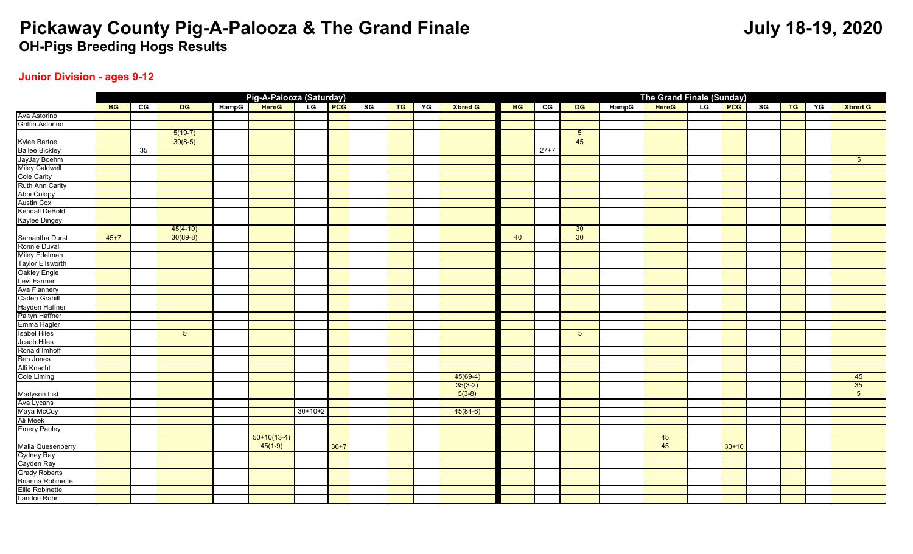# Pickaway County Pig-A-Palooza & The Grand Finale

**July 18-19, 2020**

## OH-Pigs Breeding Hogs Results

### Junior Division - ages 9-12

| | Pig-A-Palooza (Saturday) | | | | | | | | | | | The Grand Finale (Sunday) | | | | | | | | | | |
|---|---|---|---|---|---|---|---|---|---|---|---|---|---|---|---|---|---|---|---|---|---|---|
| | BG | CG | DG | HampG | HereG | LG | PCG | SG | TG | YG | Xbred G | BG | CG | DG | HampG | HereG | LG | PCG | SG | TG | YG | Xbred G |
| Ava Astorino | | | | | | | | | | | | | | | | | | | | | | |
| Griffin Astorino | | | | | | | | | | | | | | | | | | | | | | |
| Kylee Bartoe | | | 5(19-7) 30(8-5) | | | | | | | | | | | 5 45 | | | | | | | | |
| Bailee Bickley | | 35 | | | | | | | | | | | 27+7 | | | | | | | | | |
| JayJay Boehm | | | | | | | | | | | | | | | | | | | | | | 5 |
| Miley Caldwell | | | | | | | | | | | | | | | | | | | | | | |
| Cole Carity | | | | | | | | | | | | | | | | | | | | | | |
| Ruth Ann Carity | | | | | | | | | | | | | | | | | | | | | | |
| Abbi Colopy | | | | | | | | | | | | | | | | | | | | | | |
| Austin Cox | | | | | | | | | | | | | | | | | | | | | | |
| Kendall DeBold | | | | | | | | | | | | | | | | | | | | | | |
| Kaylee Dingey | | | | | | | | | | | | | | | | | | | | | | |
| Samantha Durst | 45+7 | | 45(4-10) 30(89-8) | | | | | | | | | 40 | | 30 30 | | | | | | | | |
| Ronnie Duvall | | | | | | | | | | | | | | | | | | | | | | |
| Miley Edelman | | | | | | | | | | | | | | | | | | | | | | |
| Taylor Ellsworth | | | | | | | | | | | | | | | | | | | | | | |
| Oakley Engle | | | | | | | | | | | | | | | | | | | | | | |
| Levi Farmer | | | | | | | | | | | | | | | | | | | | | | |
| Ava Flannery | | | | | | | | | | | | | | | | | | | | | | |
| Caden Grabill | | | | | | | | | | | | | | | | | | | | | | |
| Hayden Haffner | | | | | | | | | | | | | | | | | | | | | | |
| Paityn Haffner | | | | | | | | | | | | | | | | | | | | | | |
| Emma Hagler | | | | | | | | | | | | | | | | | | | | | | |
| Isabel Hiles | | | 5 | | | | | | | | | | | 5 | | | | | | | | |
| Jcaob Hiles | | | | | | | | | | | | | | | | | | | | | | |
| Ronald Imhoff | | | | | | | | | | | | | | | | | | | | | | |
| Ben Jones | | | | | | | | | | | | | | | | | | | | | | |
| Alli Knecht | | | | | | | | | | | | | | | | | | | | | | |
| Cole Liming | | | | | | | | | | | 45(69-4) | | | | | | | | | | | 45 |
| Madyson List | | | | | | | | | | | 35(3-2) 5(3-8) | | | | | | | | | | | 35 5 |
| Ava Lycans | | | | | | | | | | | | | | | | | | | | | | |
| Maya McCoy | | | | | | 30+10+2 | | | | | 45(84-6) | | | | | | | | | | | |
| Ali Meek | | | | | | | | | | | | | | | | | | | | | | |
| Emery Pauley | | | | | | | | | | | | | | | | | | | | | | |
| Malia Quesenberry | | | | | 50+10(13-4) 45(1-9) | | 36+7 | | | | | | | | | 45 45 | | 30+10 | | | | |
| Cydney Ray | | | | | | | | | | | | | | | | | | | | | | |
| Cayden Ray | | | | | | | | | | | | | | | | | | | | | | |
| Grady Roberts | | | | | | | | | | | | | | | | | | | | | | |
| Brianna Robinette | | | | | | | | | | | | | | | | | | | | | | |
| Ellie Robinette | | | | | | | | | | | | | | | | | | | | | | |
| Landon Rohr | | | | | | | | | | | | | | | | | | | | | | |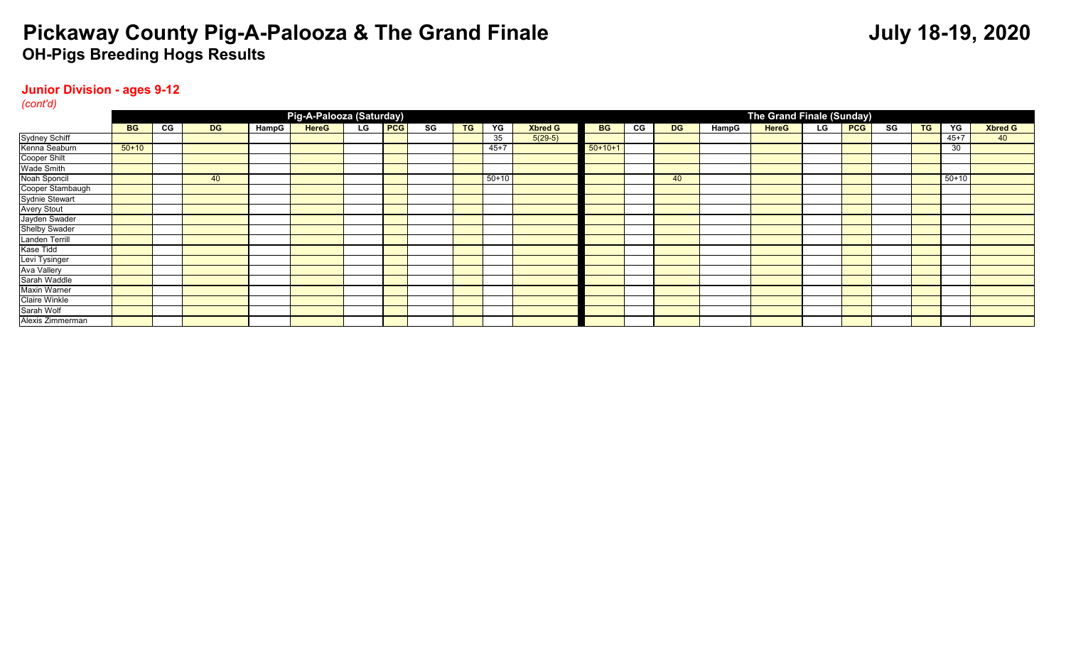# Pickaway County Pig-A-Palooza & The Grand Finale

## OH-Pigs Breeding Hogs Results

July 18-19, 2020

### Junior Division - ages 9-12

*(cont'd)*

| | Pig-A-Palooza (Saturday) | | | | | | | | | | | The Grand Finale (Sunday) | | | | | | | | | | |
|---|---|---|---|---|---|---|---|---|---|---|---|---|---|---|---|---|---|---|---|---|---|---|
| | BG | CG | DG | HampG | HereG | LG | PCG | SG | TG | YG | Xbred G | BG | CG | DG | HampG | HereG | LG | PCG | SG | TG | YG | Xbred G |
| Sydney Schiff | | | | | | | | | | 35 | 5(29-5) | | | | | | | | | | 45+7 | 40 |
| Kenna Seaburn | 50+10 | | | | | | | | | 45+7 | | 50+10+1 | | | | | | | | | 30 | |
| Cooper Shilt | | | | | | | | | | | | | | | | | | | | | | |
| Wade Smith | | | | | | | | | | | | | | | | | | | | | | |
| Noah Sponcil | | | 40 | | | | | | | 50+10 | | | | 40 | | | | | | | 50+10 | |
| Cooper Stambaugh | | | | | | | | | | | | | | | | | | | | | | |
| Sydnie Stewart | | | | | | | | | | | | | | | | | | | | | | |
| Avery Stout | | | | | | | | | | | | | | | | | | | | | | |
| Jayden Swader | | | | | | | | | | | | | | | | | | | | | | |
| Shelby Swader | | | | | | | | | | | | | | | | | | | | | | |
| Landen Terrill | | | | | | | | | | | | | | | | | | | | | | |
| Kase Tidd | | | | | | | | | | | | | | | | | | | | | | |
| Levi Tysinger | | | | | | | | | | | | | | | | | | | | | | |
| Ava Vallery | | | | | | | | | | | | | | | | | | | | | | |
| Sarah Waddle | | | | | | | | | | | | | | | | | | | | | | |
| Maxin Warner | | | | | | | | | | | | | | | | | | | | | | |
| Claire Winkle | | | | | | | | | | | | | | | | | | | | | | |
| Sarah Wolf | | | | | | | | | | | | | | | | | | | | | | |
| Alexis Zimmerman | | | | | | | | | | | | | | | | | | | | | | |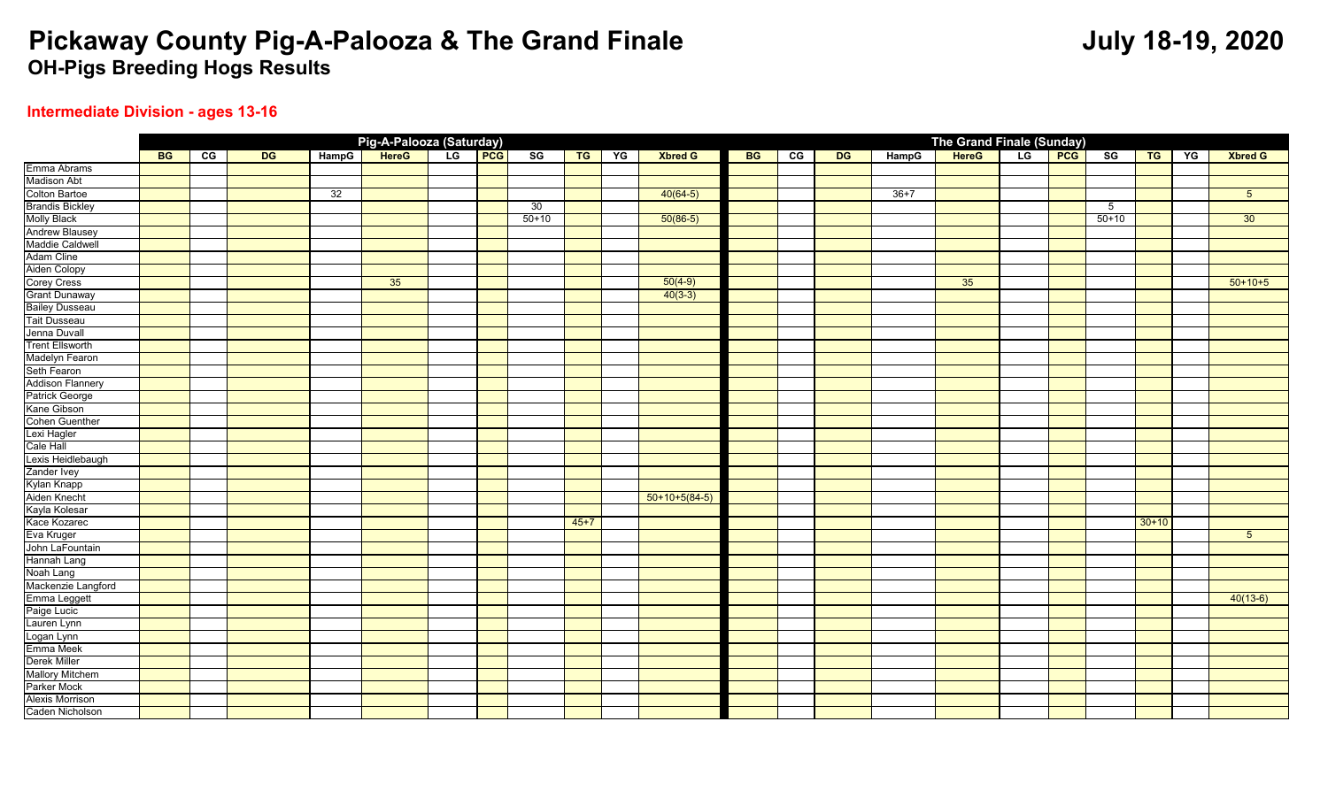# Pickaway County Pig-A-Palooza & The Grand Finale

## July 18-19, 2020

## OH-Pigs Breeding Hogs Results

### Intermediate Division - ages 13-16

| | Pig-A-Palooza (Saturday) | | | | | | | | | | | The Grand Finale (Sunday) | | | | | | | | | | |
|---|---|---|---|---|---|---|---|---|---|---|---|---|---|---|---|---|---|---|---|---|---|---|
| | BG | CG | DG | HampG | HereG | LG | PCG | SG | TG | YG | Xbred G | BG | CG | DG | HampG | HereG | LG | PCG | SG | TG | YG | Xbred G |
| Emma Abrams | | | | | | | | | | | | | | | | | | | | | | |
| Madison Abt | | | | | | | | | | | | | | | | | | | | | | |
| Colton Bartoe | | | | 32 | | | | | | | 40(64-5) | | | | 36+7 | | | | | | | 5 |
| Brandis Bickley | | | | | | | | 30 | | | | | | | | | | | 5 | | | |
| Molly Black | | | | | | | | 50+10 | | | 50(86-5) | | | | | | | | 50+10 | | | 30 |
| Andrew Blausey | | | | | | | | | | | | | | | | | | | | | | |
| Maddie Caldwell | | | | | | | | | | | | | | | | | | | | | | |
| Adam Cline | | | | | | | | | | | | | | | | | | | | | | |
| Aiden Colopy | | | | | | | | | | | | | | | | | | | | | | |
| Corey Cress | | | | | 35 | | | | | | 50(4-9) | | | | | 35 | | | | | | 50+10+5 |
| Grant Dunaway | | | | | | | | | | | 40(3-3) | | | | | | | | | | | |
| Bailey Dusseau | | | | | | | | | | | | | | | | | | | | | | |
| Tait Dusseau | | | | | | | | | | | | | | | | | | | | | | |
| Jenna Duvall | | | | | | | | | | | | | | | | | | | | | | |
| Trent Ellsworth | | | | | | | | | | | | | | | | | | | | | | |
| Madelyn Fearon | | | | | | | | | | | | | | | | | | | | | | |
| Seth Fearon | | | | | | | | | | | | | | | | | | | | | | |
| Addison Flannery | | | | | | | | | | | | | | | | | | | | | | |
| Patrick George | | | | | | | | | | | | | | | | | | | | | | |
| Kane Gibson | | | | | | | | | | | | | | | | | | | | | | |
| Cohen Guenther | | | | | | | | | | | | | | | | | | | | | | |
| Lexi Hagler | | | | | | | | | | | | | | | | | | | | | | |
| Cale Hall | | | | | | | | | | | | | | | | | | | | | | |
| Lexis Heidlebaugh | | | | | | | | | | | | | | | | | | | | | | |
| Zander Ivey | | | | | | | | | | | | | | | | | | | | | | |
| Kylan Knapp | | | | | | | | | | | | | | | | | | | | | | |
| Aiden Knecht | | | | | | | | | | | 50+10+5(84-5) | | | | | | | | | | | |
| Kayla Kolesar | | | | | | | | | | | | | | | | | | | | | | |
| Kace Kozarec | | | | | | | | | 45+7 | | | | | | | | | | | 30+10 | | |
| Eva Kruger | | | | | | | | | | | | | | | | | | | | | | 5 |
| John LaFountain | | | | | | | | | | | | | | | | | | | | | | |
| Hannah Lang | | | | | | | | | | | | | | | | | | | | | | |
| Noah Lang | | | | | | | | | | | | | | | | | | | | | | |
| Mackenzie Langford | | | | | | | | | | | | | | | | | | | | | | |
| Emma Leggett | | | | | | | | | | | | | | | | | | | | | | 40(13-6) |
| Paige Lucic | | | | | | | | | | | | | | | | | | | | | | |
| Lauren Lynn | | | | | | | | | | | | | | | | | | | | | | |
| Logan Lynn | | | | | | | | | | | | | | | | | | | | | | |
| Emma Meek | | | | | | | | | | | | | | | | | | | | | | |
| Derek Miller | | | | | | | | | | | | | | | | | | | | | | |
| Mallory Mitchem | | | | | | | | | | | | | | | | | | | | | | |
| Parker Mock | | | | | | | | | | | | | | | | | | | | | | |
| Alexis Morrison | | | | | | | | | | | | | | | | | | | | | | |
| Caden Nicholson | | | | | | | | | | | | | | | | | | | | | | |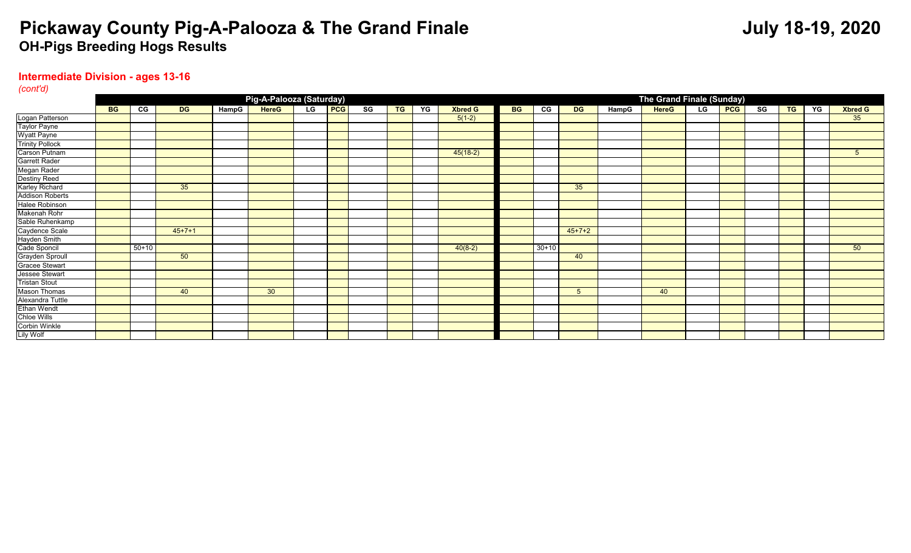# Pickaway County Pig-A-Palooza & The Grand Finale

**July 18-19, 2020**

## OH-Pigs Breeding Hogs Results

### Intermediate Division - ages 13-16

*(cont'd)*

| | Pig-A-Palooza (Saturday) | | | | | | | | | | | The Grand Finale (Sunday) | | | | | | | | | | |
|---|---|---|---|---|---|---|---|---|---|---|---|---|---|---|---|---|---|---|---|---|---|---|
| | BG | CG | DG | HampG | HereG | LG | PCG | SG | TG | YG | Xbred G | BG | CG | DG | HampG | HereG | LG | PCG | SG | TG | YG | Xbred G |
| Logan Patterson | | | | | | | | | | | 5(1-2) | | | | | | | | | | | 35 |
| Taylor Payne | | | | | | | | | | | | | | | | | | | | | | |
| Wyatt Payne | | | | | | | | | | | | | | | | | | | | | | |
| Trinity Pollock | | | | | | | | | | | | | | | | | | | | | | |
| Carson Putnam | | | | | | | | | | | 45(18-2) | | | | | | | | | | | 5 |
| Garrett Rader | | | | | | | | | | | | | | | | | | | | | | |
| Megan Rader | | | | | | | | | | | | | | | | | | | | | | |
| Destiny Reed | | | | | | | | | | | | | | | | | | | | | | |
| Karley Richard | | | 35 | | | | | | | | | | | 35 | | | | | | | | |
| Addison Roberts | | | | | | | | | | | | | | | | | | | | | | |
| Halee Robinson | | | | | | | | | | | | | | | | | | | | | | |
| Makenah Rohr | | | | | | | | | | | | | | | | | | | | | | |
| Sable Ruhenkamp | | | | | | | | | | | | | | | | | | | | | | |
| Caydence Scale | | | 45+7+1 | | | | | | | | | | | 45+7+2 | | | | | | | | |
| Hayden Smith | | | | | | | | | | | | | | | | | | | | | | |
| Cade Sponcil | | 50+10 | | | | | | | | | 40(8-2) | | 30+10 | | | | | | | | | 50 |
| Grayden Sproull | | | 50 | | | | | | | | | | | 40 | | | | | | | | |
| Gracee Stewart | | | | | | | | | | | | | | | | | | | | | | |
| Jessee Stewart | | | | | | | | | | | | | | | | | | | | | | |
| Tristan Stout | | | | | | | | | | | | | | | | | | | | | | |
| Mason Thomas | | | 40 | | 30 | | | | | | | | | 5 | | 40 | | | | | | |
| Alexandra Tuttle | | | | | | | | | | | | | | | | | | | | | | |
| Ethan Wendt | | | | | | | | | | | | | | | | | | | | | | |
| Chloe Wills | | | | | | | | | | | | | | | | | | | | | | |
| Corbin Winkle | | | | | | | | | | | | | | | | | | | | | | |
| Lily Wolf | | | | | | | | | | | | | | | | | | | | | | |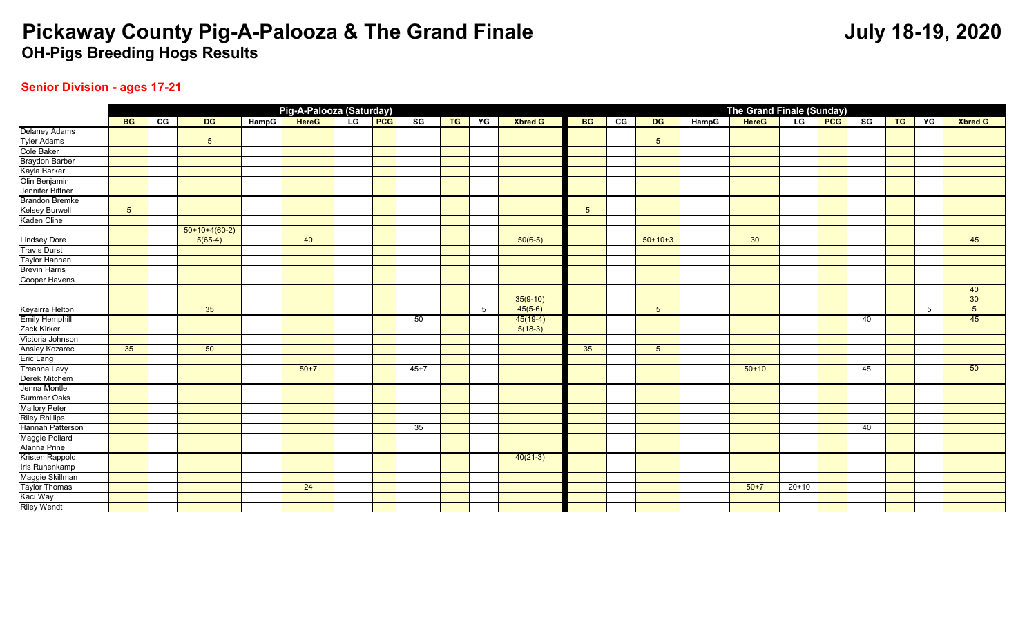# Pickaway County Pig-A-Palooza & The Grand Finale

**July 18-19, 2020**

## OH-Pigs Breeding Hogs Results

### Senior Division - ages 17-21

| | Pig-A-Palooza (Saturday) | | | | | | | | | | | The Grand Finale (Sunday) | | | | | | | | | | |
|---|---|---|---|---|---|---|---|---|---|---|---|---|---|---|---|---|---|---|---|---|---|---|
| | BG | CG | DG | HampG | HereG | LG | PCG | SG | TG | YG | Xbred G | BG | CG | DG | HampG | HereG | LG | PCG | SG | TG | YG | Xbred G |
| Delaney Adams | | | | | | | | | | | | | | | | | | | | | | |
| Tyler Adams | | | 5 | | | | | | | | | | | 5 | | | | | | | | |
| Cole Baker | | | | | | | | | | | | | | | | | | | | | | |
| Braydon Barber | | | | | | | | | | | | | | | | | | | | | | |
| Kayla Barker | | | | | | | | | | | | | | | | | | | | | | |
| Olin Benjamin | | | | | | | | | | | | | | | | | | | | | | |
| Jennifer Bittner | | | | | | | | | | | | | | | | | | | | | | |
| Brandon Bremke | | | | | | | | | | | | | | | | | | | | | | |
| Kelsey Burwell | 5 | | | | | | | | | | | 5 | | | | | | | | | | |
| Kaden Cline | | | | | | | | | | | | | | | | | | | | | | |
| Lindsey Dore | | | 50+10+4(60-2) 5(65-4) | | 40 | | | | | | 50(6-5) | | | 50+10+3 | | 30 | | | | | | 45 |
| Travis Durst | | | | | | | | | | | | | | | | | | | | | | |
| Taylor Hannan | | | | | | | | | | | | | | | | | | | | | | |
| Brevin Harris | | | | | | | | | | | | | | | | | | | | | | |
| Cooper Havens | | | | | | | | | | | | | | | | | | | | | | |
| Keyairra Helton | | | 35 | | | | | | | 5 | 35(9-10) 45(5-6) | | | 5 | | | | | | | 5 | 40 30 5 |
| Emily Hemphill | | | | | | | | 50 | | | 45(19-4) | | | | | | | | 40 | | | 45 |
| Zack Kirker | | | | | | | | | | | 5(18-3) | | | | | | | | | | | |
| Victoria Johnson | | | | | | | | | | | | | | | | | | | | | | |
| Ansley Kozarec | 35 | | 50 | | | | | | | | | 35 | | 5 | | | | | | | | |
| Eric Lang | | | | | | | | | | | | | | | | | | | | | | |
| Treanna Lavy | | | | | 50+7 | | | 45+7 | | | | | | | | 50+10 | | | 45 | | | 50 |
| Derek Mitchem | | | | | | | | | | | | | | | | | | | | | | |
| Jenna Montle | | | | | | | | | | | | | | | | | | | | | | |
| Summer Oaks | | | | | | | | | | | | | | | | | | | | | | |
| Mallory Peter | | | | | | | | | | | | | | | | | | | | | | |
| Riley Rhillips | | | | | | | | | | | | | | | | | | | | | | |
| Hannah Patterson | | | | | | | | 35 | | | | | | | | | | | 40 | | | |
| Maggie Pollard | | | | | | | | | | | | | | | | | | | | | | |
| Alanna Prine | | | | | | | | | | | | | | | | | | | | | | |
| Kristen Rappold | | | | | | | | | | | 40(21-3) | | | | | | | | | | | |
| Iris Ruhenkamp | | | | | | | | | | | | | | | | | | | | | | |
| Maggie Skillman | | | | | | | | | | | | | | | | | | | | | | |
| Taylor Thomas | | | | | 24 | | | | | | | | | | | 50+7 | 20+10 | | | | | |
| Kaci Way | | | | | | | | | | | | | | | | | | | | | | |
| Riley Wendt | | | | | | | | | | | | | | | | | | | | | | |